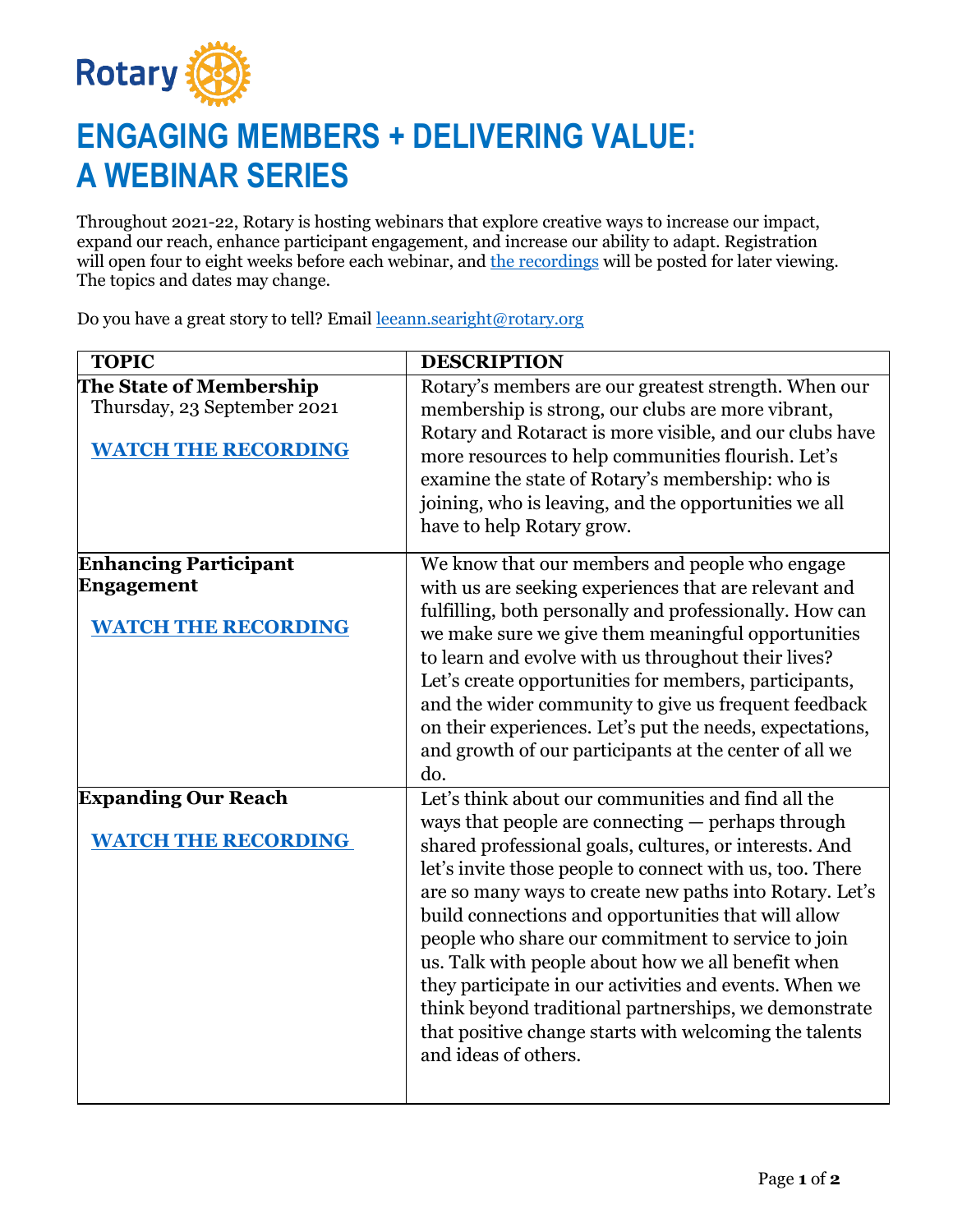Rotary

# ENGAGING MEMBERS + DELIVERING VALUE: A WEBINAR SERIES

Throughout 2021-22, Rotary is hosting webinars that explore creative ways to increase our impact, expand our reach, enhance participant engagement, and increase our ability to adapt. Registration will open four to eight weeks before each webinar, and the recordings will be posted for later viewing. The topics and dates may change.

Do you have a great story to tell? Email leeann.searight@rotary.org

| TOPIC | DESCRIPTION |
| --- | --- |
| **The State of Membership**<br>Thursday, 23 September 2021<br><br>**WATCH THE RECORDING** | Rotary's members are our greatest strength. When our membership is strong, our clubs are more vibrant, Rotary and Rotaract is more visible, and our clubs have more resources to help communities flourish. Let's examine the state of Rotary's membership: who is joining, who is leaving, and the opportunities we all have to help Rotary grow. |
| **Enhancing Participant Engagement**<br><br>**WATCH THE RECORDING** | We know that our members and people who engage with us are seeking experiences that are relevant and fulfilling, both personally and professionally. How can we make sure we give them meaningful opportunities to learn and evolve with us throughout their lives? Let's create opportunities for members, participants, and the wider community to give us frequent feedback on their experiences. Let's put the needs, expectations, and growth of our participants at the center of all we do. |
| **Expanding Our Reach**<br><br>**WATCH THE RECORDING** | Let's think about our communities and find all the ways that people are connecting — perhaps through shared professional goals, cultures, or interests. And let's invite those people to connect with us, too. There are so many ways to create new paths into Rotary. Let's build connections and opportunities that will allow people who share our commitment to service to join us. Talk with people about how we all benefit when they participate in our activities and events. When we think beyond traditional partnerships, we demonstrate that positive change starts with welcoming the talents and ideas of others. |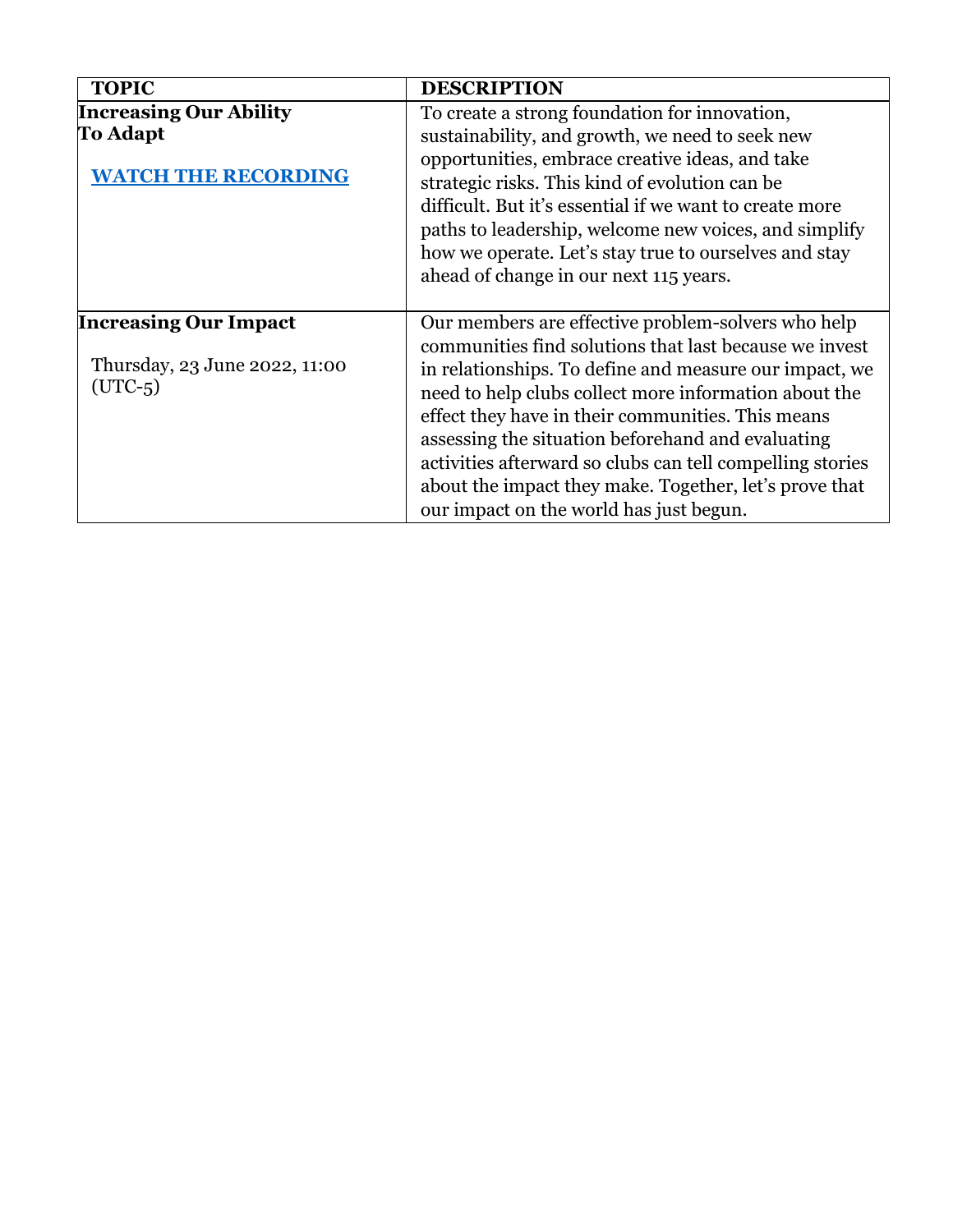| TOPIC | DESCRIPTION |
|---|---|
| **Increasing Our Ability To Adapt**<br><br>**WATCH THE RECORDING** | To create a strong foundation for innovation, sustainability, and growth, we need to seek new opportunities, embrace creative ideas, and take strategic risks. This kind of evolution can be difficult. But it's essential if we want to create more paths to leadership, welcome new voices, and simplify how we operate. Let's stay true to ourselves and stay ahead of change in our next 115 years. |
| **Increasing Our Impact**<br><br>Thursday, 23 June 2022, 11:00 (UTC-5) | Our members are effective problem-solvers who help communities find solutions that last because we invest in relationships. To define and measure our impact, we need to help clubs collect more information about the effect they have in their communities. This means assessing the situation beforehand and evaluating activities afterward so clubs can tell compelling stories about the impact they make. Together, let's prove that our impact on the world has just begun. |